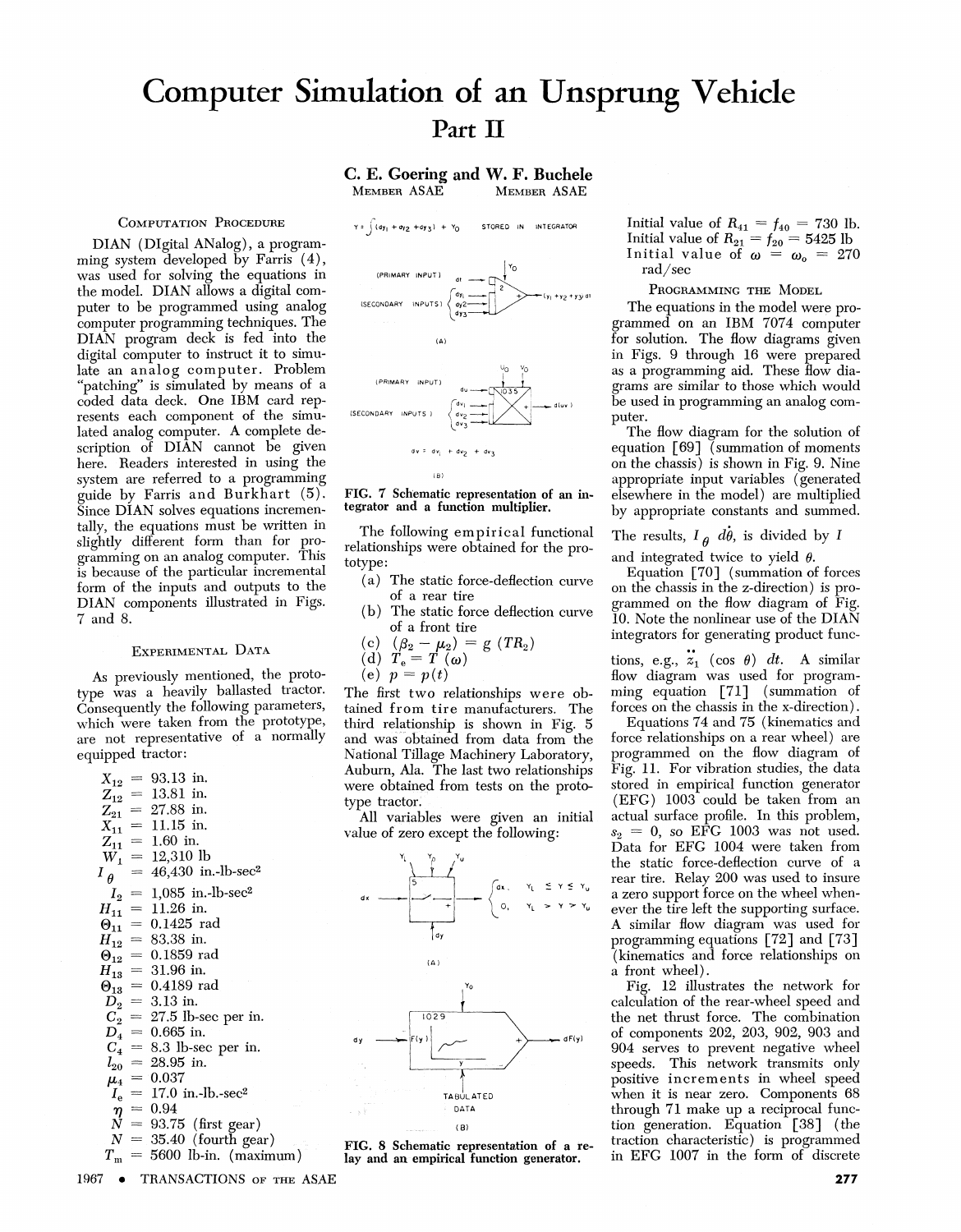# Computer Simulation of an Unsprung Vehicle

## Part II

**C. E. Goering and W. F. Buchele**
MEMBER ASAE MEMBER ASAE

### COMPUTATION PROCEDURE

DIAN (DIgital ANalog), a programming system developed by Farris (4), was used for solving the equations in the model. DIAN allows a digital computer to be programmed using analog computer programming techniques. The DIAN program deck is fed into the digital computer to instruct it to simulate an analog computer. Problem "patching" is simulated by means of a coded data deck. One IBM card represents each component of the simulated analog computer. A complete description of DIAN cannot be given here. Readers interested in using the system are referred to a programming guide by Farris and Burkhart (5). Since DIAN solves equations incrementally, the equations must be written in slightly different form than for programming on an analog computer. This is because of the particular incremental form of the inputs and outputs to the DIAN components illustrated in Figs. 7 and 8.

### EXPERIMENTAL DATA

As previously mentioned, the prototype was a heavily ballasted tractor. Consequently the following parameters, which were taken from the prototype, are not representative of a normally equipped tractor:

$X_{12}$ = 93.13 in.
$Z_{12}$ = 13.81 in.
$Z_{21}$ = 27.88 in.
$X_{11}$ = 11.15 in.
$Z_{11}$ = 1.60 in.
$W_1$ = 12,310 lb
$I_\theta$ = 46,430 in.-lb-sec²
$I_2$ = 1,085 in.-lb-sec²
$H_{11}$ = 11.26 in.
$\Theta_{11}$ = 0.1425 rad
$H_{12}$ = 83.38 in.
$\Theta_{12}$ = 0.1859 rad
$H_{13}$ = 31.96 in.
$\Theta_{13}$ = 0.4189 rad
$D_2$ = 3.13 in.
$C_2$ = 27.5 lb-sec per in.
$D_4$ = 0.665 in.
$C_4$ = 8.3 lb-sec per in.
$l_{20}$ = 28.95 in.
$\mu_4$ = 0.037
$I_e$ = 17.0 in.-lb.-sec²
$\eta$ = 0.94
$N$ = 93.75 (first gear)
$N$ = 35.40 (fourth gear)
$T_m$ = 5600 lb-in. (maximum)

$Y = \int (dy_1 + dy_2 + dy_3) + Y_0$ STORED IN INTEGRATOR

$dv = dv_1 + dv_2 + dv_3$

FIG. 7 Schematic representation of an integrator and a function multiplier.

The following empirical functional relationships were obtained for the prototype:

(a) The static force-deflection curve of a rear tire
(b) The static force deflection curve of a front tire
(c) $(\beta_2 - \mu_2) = g\,(TR_2)$
(d) $T_e = T\,(\omega)$
(e) $p = p(t)$

The first two relationships were obtained from tire manufacturers. The third relationship is shown in Fig. 5 and was obtained from data from the National Tillage Machinery Laboratory, Auburn, Ala. The last two relationships were obtained from tests on the prototype tractor.

All variables were given an initial value of zero except the following:

FIG. 8 Schematic representation of a relay and an empirical function generator.

Initial value of $R_{41} = f_{40}$ = 730 lb.
Initial value of $R_{21} = f_{20}$ = 5425 lb
Initial value of $\omega = \omega_o$ = 270 rad/sec

### PROGRAMMING THE MODEL

The equations in the model were programmed on an IBM 7074 computer for solution. The flow diagrams given in Figs. 9 through 16 were prepared as a programming aid. These flow diagrams are similar to those which would be used in programming an analog computer.

The flow diagram for the solution of equation [69] (summation of moments on the chassis) is shown in Fig. 9. Nine appropriate input variables (generated elsewhere in the model) are multiplied by appropriate constants and summed. The results, $I_\theta\ d\dot{\theta}$, is divided by $I$ and integrated twice to yield $\theta$.

Equation [70] (summation of forces on the chassis in the z-direction) is programmed on the flow diagram of Fig. 10. Note the nonlinear use of the DIAN integrators for generating product functions, e.g., $\ddot{z}_1$ (cos $\theta$) $dt$. A similar flow diagram was used for programming equation [71] (summation of forces on the chassis in the x-direction).

Equations 74 and 75 (kinematics and force relationships on a rear wheel) are programmed on the flow diagram of Fig. 11. For vibration studies, the data stored in empirical function generator (EFG) 1003 could be taken from an actual surface profile. In this problem, $s_2 = 0$, so EFG 1003 was not used. Data for EFG 1004 were taken from the static force-deflection curve of a rear tire. Relay 200 was used to insure a zero support force on the wheel whenever the tire left the supporting surface. A similar flow diagram was used for programming equations [72] and [73] (kinematics and force relationships on a front wheel).

Fig. 12 illustrates the network for calculation of the rear-wheel speed and the net thrust force. The combination of components 202, 203, 902, 903 and 904 serves to prevent negative wheel speeds. This network transmits only positive increments in wheel speed when it is near zero. Components 68 through 71 make up a reciprocal function generation. Equation [38] (the traction characteristic) is programmed in EFG 1007 in the form of discrete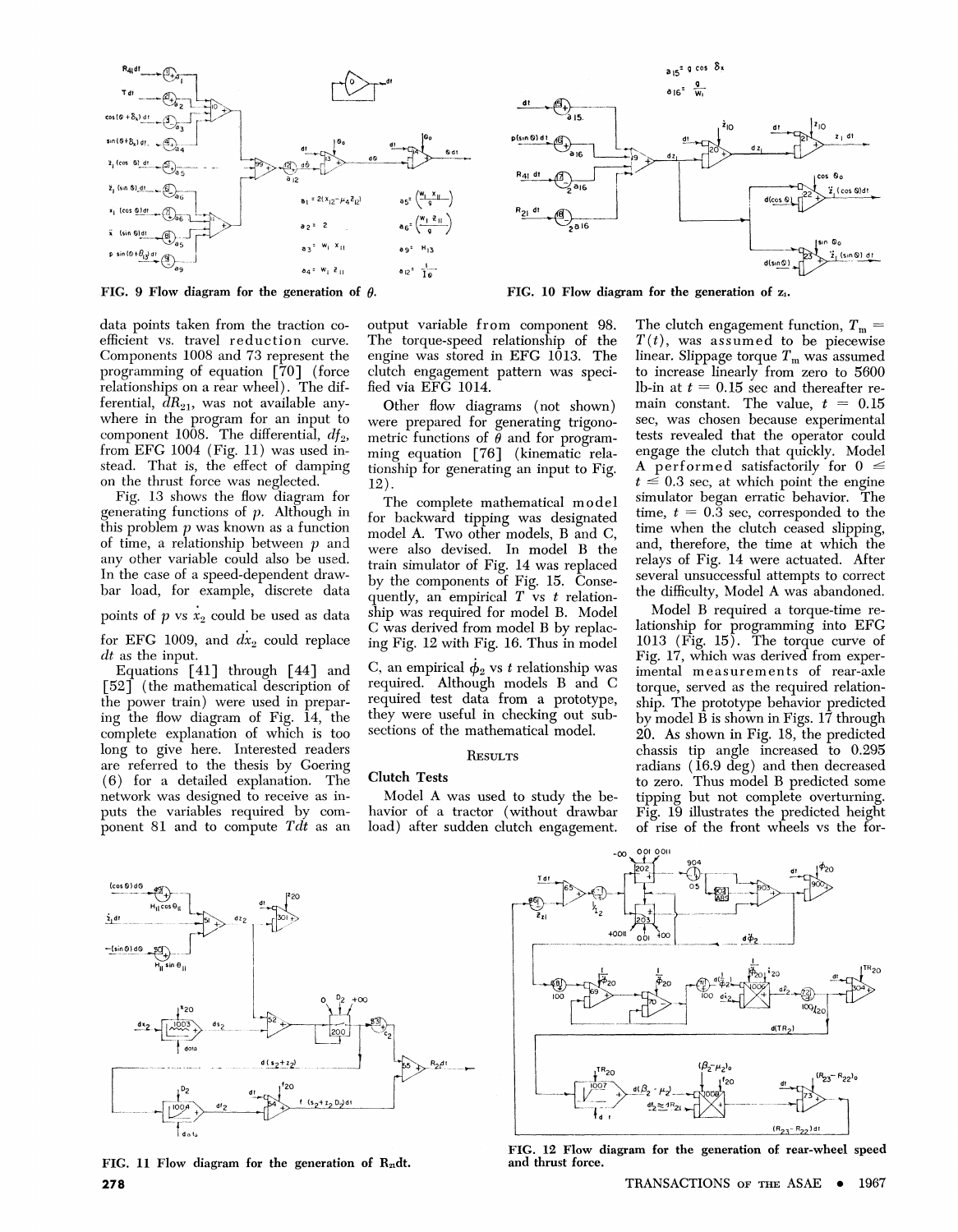FIG. 9 Flow diagram for the generation of $\theta$.

FIG. 10 Flow diagram for the generation of $z_1$.

data points taken from the traction coefficient vs. travel reduction curve. Components 1008 and 73 represent the programming of equation [70] (force relationships on a rear wheel). The differential, $dR_{21}$, was not available anywhere in the program for an input to component 1008. The differential, $df_2$, from EFG 1004 (Fig. 11) was used instead. That is, the effect of damping on the thrust force was neglected.

Fig. 13 shows the flow diagram for generating functions of $p$. Although in this problem $p$ was known as a function of time, a relationship between $p$ and any other variable could also be used. In the case of a speed-dependent drawbar load, for example, discrete data points of $p$ vs $\dot{x}_2$ could be used as data for EFG 1009, and $d\dot{x}_2$ could replace $dt$ as the input.

Equations [41] through [44] and [52] (the mathematical description of the power train) were used in preparing the flow diagram of Fig. 14, the complete explanation of which is too long to give here. Interested readers are referred to the thesis by Goering (6) for a detailed explanation. The network was designed to receive as inputs the variables required by component 81 and to compute $Tdt$ as an output variable from component 98. The torque-speed relationship of the engine was stored in EFG 1013. The clutch engagement pattern was specified via EFG 1014.

Other flow diagrams (not shown) were prepared for generating trigonometric functions of $\theta$ and for programming equation [76] (kinematic relationship for generating an input to Fig. 12).

The complete mathematical model for backward tipping was designated model A. Two other models, B and C, were also devised. In model B the train simulator of Fig. 14 was replaced by the components of Fig. 15. Consequently, an empirical $T$ vs $t$ relationship was required for model B. Model C was derived from model B by replacing Fig. 12 with Fig. 16. Thus in model C, an empirical $\dot{\phi}_2$ vs $t$ relationship was required. Although models B and C required test data from a prototype, they were useful in checking out subsections of the mathematical model.

## Results

### Clutch Tests

Model A was used to study the behavior of a tractor (without drawbar load) after sudden clutch engagement. The clutch engagement function, $T_m = T(t)$, was assumed to be piecewise linear. Slippage torque $T_m$ was assumed to increase linearly from zero to 5600 lb-in at $t = 0.15$ sec and thereafter remain constant. The value, $t = 0.15$ sec, was chosen because experimental tests revealed that the operator could engage the clutch that quickly. Model A performed satisfactorily for $0 \leq t \leq 0.3$ sec, at which point the engine simulator began erratic behavior. The time, $t = 0.3$ sec, corresponded to the time when the clutch ceased slipping, and, therefore, the time at which the relays of Fig. 14 were actuated. After several unsuccessful attempts to correct the difficulty, Model A was abandoned.

Model B required a torque-time relationship for programming into EFG 1013 (Fig. 15). The torque curve of Fig. 17, which was derived from experimental measurements of rear-axle torque, served as the required relationship. The prototype behavior predicted by model B is shown in Figs. 17 through 20. As shown in Fig. 18, the predicted chassis tip angle increased to 0.295 radians (16.9 deg) and then decreased to zero. Thus model B predicted some tipping but not complete overturning. Fig. 19 illustrates the predicted height of rise of the front wheels vs the for-

FIG. 11 Flow diagram for the generation of $R_{21}dt$.

FIG. 12 Flow diagram for the generation of rear-wheel speed and thrust force.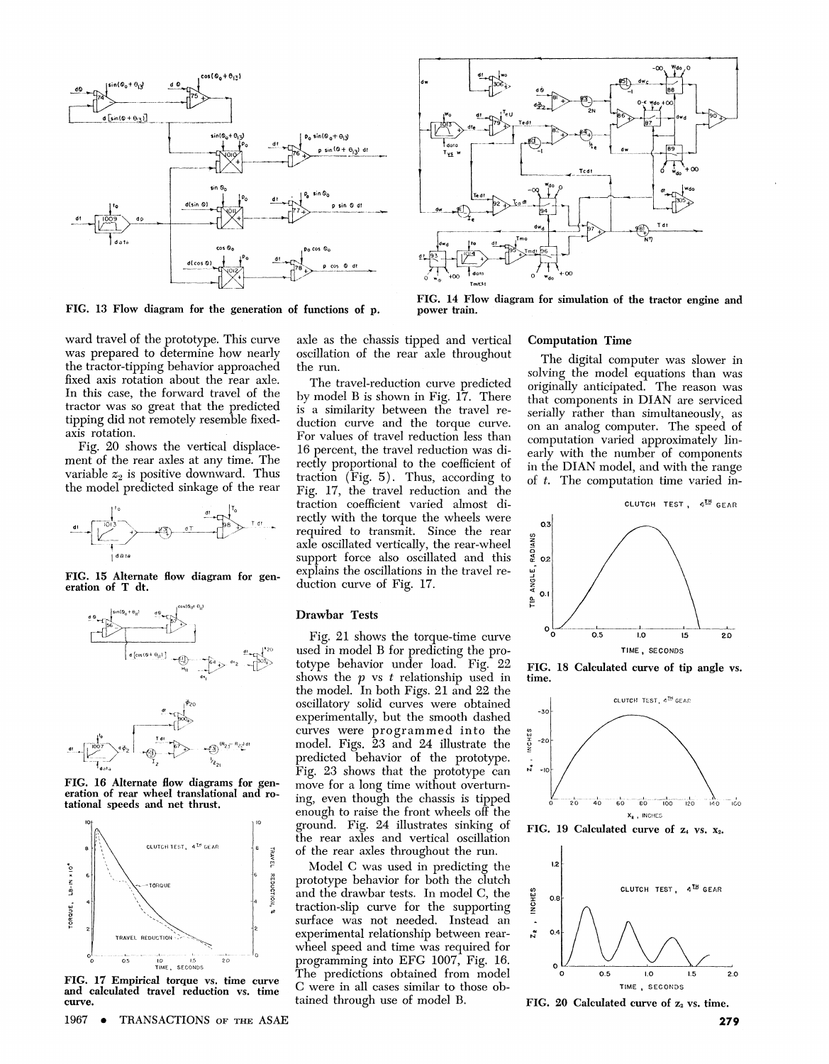FIG. 13 Flow diagram for the generation of functions of p.

FIG. 14 Flow diagram for simulation of the tractor engine and power train.

ward travel of the prototype. This curve was prepared to determine how nearly the tractor-tipping behavior approached fixed axis rotation about the rear axle. In this case, the forward travel of the tractor was so great that the predicted tipping did not remotely resemble fixed-axis rotation.

Fig. 20 shows the vertical displacement of the rear axles at any time. The variable $z_2$ is positive downward. Thus the model predicted sinkage of the rear axle as the chassis tipped and vertical oscillation of the rear axle throughout the run.

FIG. 15 Alternate flow diagram for generation of T dt.

FIG. 16 Alternate flow diagrams for generation of rear wheel translational and rotational speeds and net thrust.

FIG. 17 Empirical torque vs. time curve and calculated travel reduction vs. time curve.

The travel-reduction curve predicted by model B is shown in Fig. 17. There is a similarity between the travel reduction curve and the torque curve. For values of travel reduction less than 16 percent, the travel reduction was directly proportional to the coefficient of traction (Fig. 5). Thus, according to Fig. 17, the travel reduction and the traction coefficient varied almost directly with the torque the wheels were required to transmit. Since the rear axle oscillated vertically, the rear-wheel support force also oscillated and this explains the oscillations in the travel reduction curve of Fig. 17.

## Drawbar Tests

Fig. 21 shows the torque-time curve used in model B for predicting the prototype behavior under load. Fig. 22 shows the $p$ vs $t$ relationship used in the model. In both Figs. 21 and 22 the oscillatory solid curves were obtained experimentally, but the smooth dashed curves were programmed into the model. Figs. 23 and 24 illustrate the predicted behavior of the prototype. Fig. 23 shows that the prototype can move for a long time without overturning, even though the chassis is tipped enough to raise the front wheels off the ground. Fig. 24 illustrates sinking of the rear axles and vertical oscillation of the rear axles throughout the run.

Model C was used in predicting the prototype behavior for both the clutch and the drawbar tests. In model C, the traction-slip curve for the supporting surface was not needed. Instead an experimental relationship between rear-wheel speed and time was required for programming into EFG 1007, Fig. 16. The predictions obtained from model C were in all cases similar to those obtained through use of model B.

## Computation Time

The digital computer was slower in solving the model equations than was originally anticipated. The reason was that components in DIAN are serviced serially rather than simultaneously, as on an analog computer. The speed of computation varied approximately linearly with the number of components in the DIAN model, and with the range of $t$. The computation time varied in-

FIG. 18 Calculated curve of tip angle vs. time.

FIG. 19 Calculated curve of $z_4$ vs. $x_2$.

FIG. 20 Calculated curve of $z_2$ vs. time.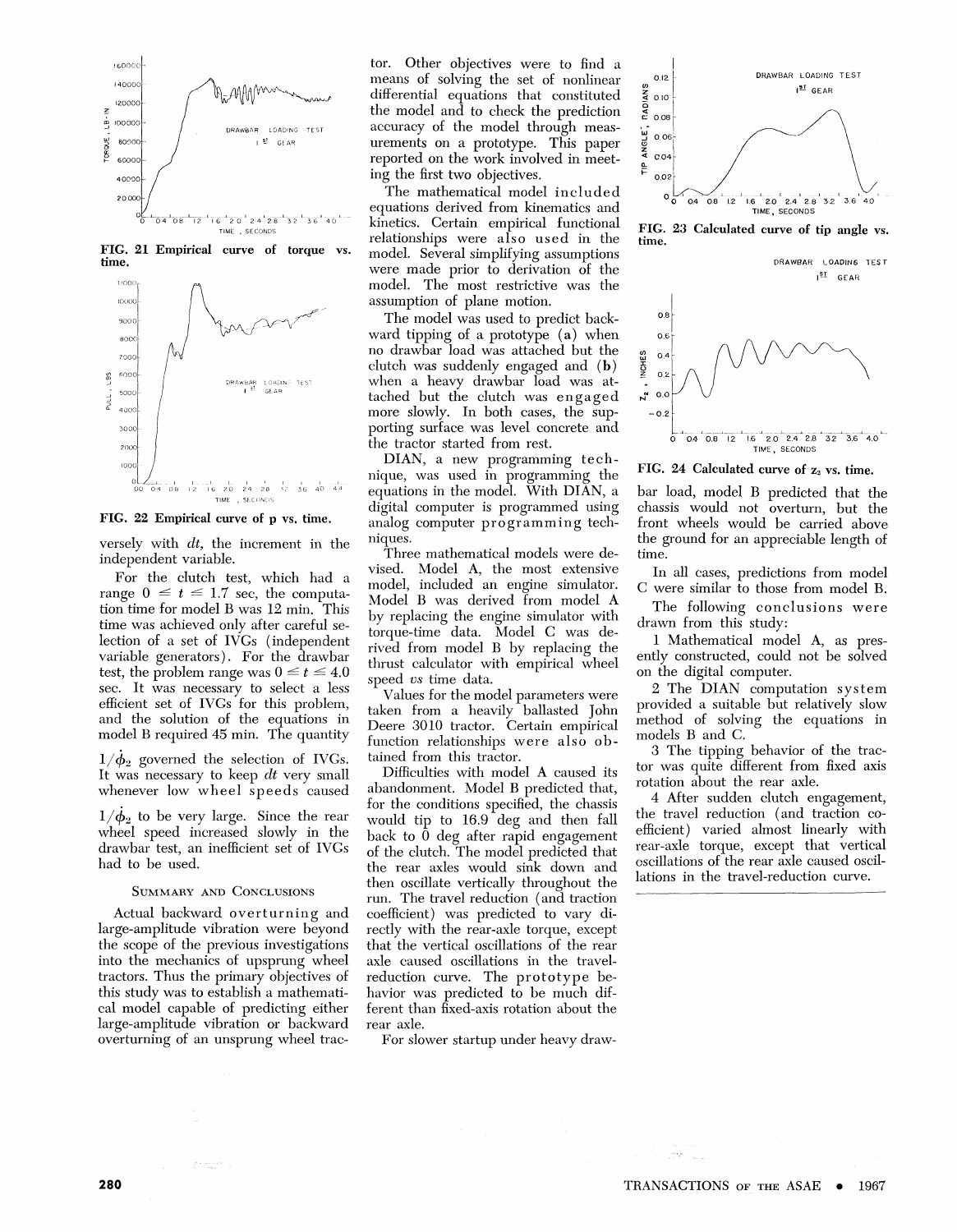160000
140000
120000
100000
80000
60000
40000
20000
TORQUE, LB-IN
DRAWBAR LOADING TEST
1ST GEAR
0 .4 .8 1.2 1.6 2.0 2.4 2.8 3.2 3.6 4.0
TIME, SECONDS

**FIG. 21 Empirical curve of torque vs. time.**

11000
10000
9000
8000
7000
6000
5000
4000
3000
2000
1000
PULL, LBS
DRAWBAR LOADING TEST
1ST GEAR
0.0 0.4 0.8 1.2 1.6 2.0 2.4 2.8 3.2 3.6 4.0 4.4
TIME, SECONDS

**FIG. 22 Empirical curve of p vs. time.**

versely with $dt$, the increment in the independent variable.

For the clutch test, which had a range $0 \leq t \leq 1.7$ sec, the computation time for model B was 12 min. This time was achieved only after careful selection of a set of IVGs (independent variable generators). For the drawbar test, the problem range was $0 \leq t \leq 4.0$ sec. It was necessary to select a less efficient set of IVGs for this problem, and the solution of the equations in model B required 45 min. The quantity $1/\dot{\phi}_2$ governed the selection of IVGs. It was necessary to keep $dt$ very small whenever low wheel speeds caused $1/\dot{\phi}_2$ to be very large. Since the rear wheel speed increased slowly in the drawbar test, an inefficient set of IVGs had to be used.

## Summary and Conclusions

Actual backward overturning and large-amplitude vibration were beyond the scope of the previous investigations into the mechanics of upsprung wheel tractors. Thus the primary objectives of this study was to establish a mathematical model capable of predicting either large-amplitude vibration or backward overturning of an unsprung wheel tractor. Other objectives were to find a means of solving the set of nonlinear differential equations that constituted the model and to check the prediction accuracy of the model through measurements on a prototype. This paper reported on the work involved in meeting the first two objectives.

The mathematical model included equations derived from kinematics and kinetics. Certain empirical functional relationships were also used in the model. Several simplifying assumptions were made prior to derivation of the model. The most restrictive was the assumption of plane motion.

The model was used to predict backward tipping of a prototype (**a**) when no drawbar load was attached but the clutch was suddenly engaged and (**b**) when a heavy drawbar load was attached but the clutch was engaged more slowly. In both cases, the supporting surface was level concrete and the tractor started from rest.

DIAN, a new programming technique, was used in programming the equations in the model. With DIAN, a digital computer is programmed using analog computer programming techniques.

Three mathematical models were devised. Model A, the most extensive model, included an engine simulator. Model B was derived from model A by replacing the engine simulator with torque-time data. Model C was derived from model B by replacing the thrust calculator with empirical wheel speed *vs* time data.

Values for the model parameters were taken from a heavily ballasted John Deere 3010 tractor. Certain empirical function relationships were also obtained from this tractor.

Difficulties with model A caused its abandonment. Model B predicted that, for the conditions specified, the chassis would tip to 16.9 deg and then fall back to 0 deg after rapid engagement of the clutch. The model predicted that the rear axles would sink down and then oscillate vertically throughout the run. The travel reduction (and traction coefficient) was predicted to vary directly with the rear-axle torque, except that the vertical oscillations of the rear axle caused oscillations in the travel-reduction curve. The prototype behavior was predicted to be much different than fixed-axis rotation about the rear axle.

For slower startup under heavy drawbar load, model B predicted that the chassis would not overturn, but the front wheels would be carried above the ground for an appreciable length of time.

In all cases, predictions from model C were similar to those from model B.

The following conclusions were drawn from this study:

1 Mathematical model A, as presently constructed, could not be solved on the digital computer.

2 The DIAN computation system provided a suitable but relatively slow method of solving the equations in models B and C.

3 The tipping behavior of the tractor was quite different from fixed axis rotation about the rear axle.

4 After sudden clutch engagement, the travel reduction (and traction coefficient) varied almost linearly with rear-axle torque, except that vertical oscillations of the rear axle caused oscillations in the travel-reduction curve.

DRAWBAR LOADING TEST
1ST GEAR
0.12
0.10
0.08
0.06
0.04
0.02
0
TIP ANGLE, RADIANS
0 .4 0.8 1.2 1.6 2.0 2.4 2.8 3.2 3.6 4.0
TIME, SECONDS

**FIG. 23 Calculated curve of tip angle vs. time.**

DRAWBAR LOADING TEST
1ST GEAR
0.8
0.6
0.4
0.2
0.0
−0.2
$Z_2$, INCHES
0 0.4 0.8 1.2 1.6 2.0 2.4 2.8 3.2 3.6 4.0
TIME, SECONDS

**FIG. 24 Calculated curve of $z_2$ vs. time.**